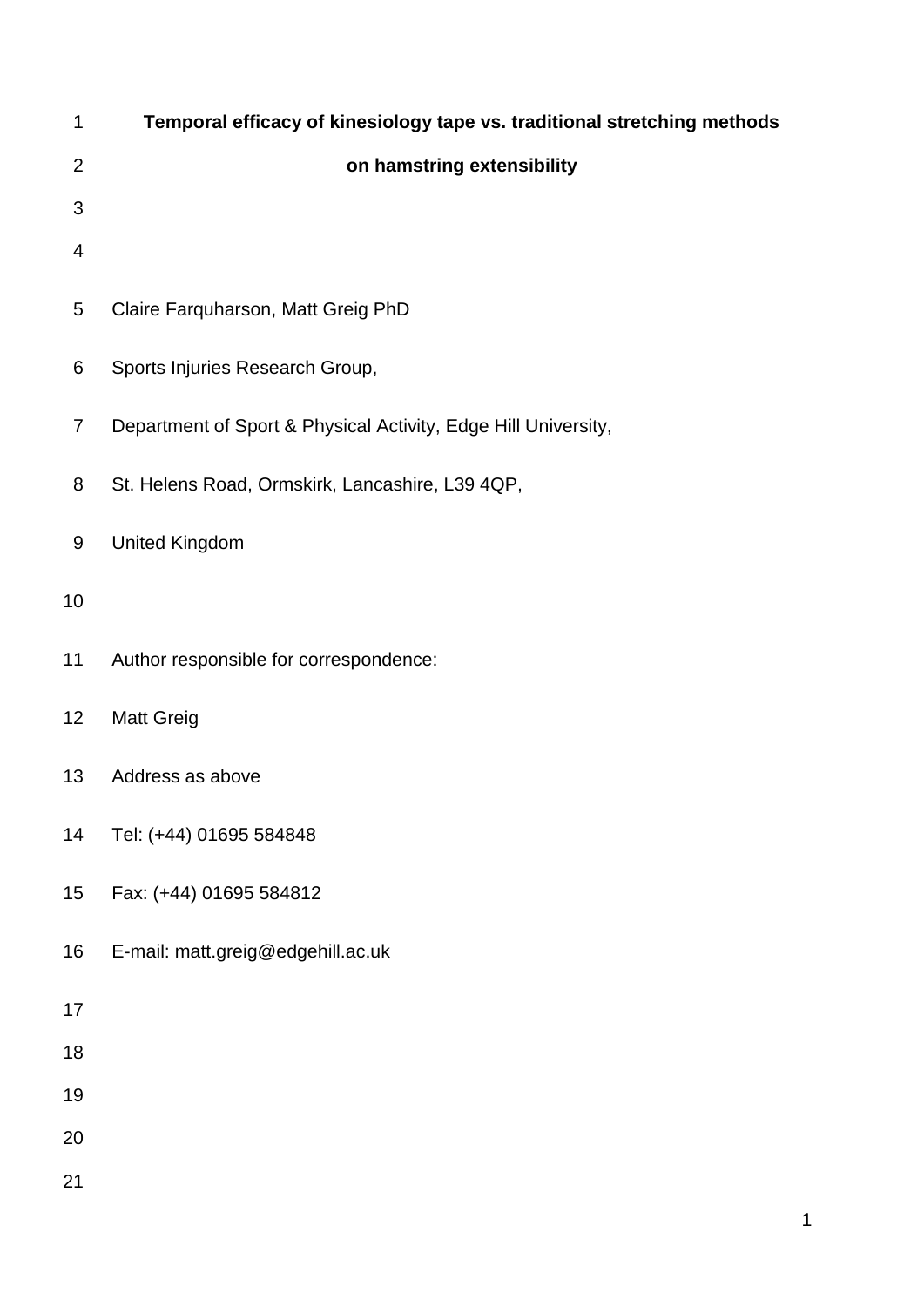# Temporal efficacy of kinesiology tape vs. traditional stretching methods on hamstring extensibility

Claire Farquharson, Matt Greig PhD

Sports Injuries Research Group,

Department of Sport & Physical Activity, Edge Hill University,

St. Helens Road, Ormskirk, Lancashire, L39 4QP,

United Kingdom

Author responsible for correspondence:

Matt Greig

Address as above

Tel: (+44) 01695 584848

Fax: (+44) 01695 584812

E-mail: matt.greig@edgehill.ac.uk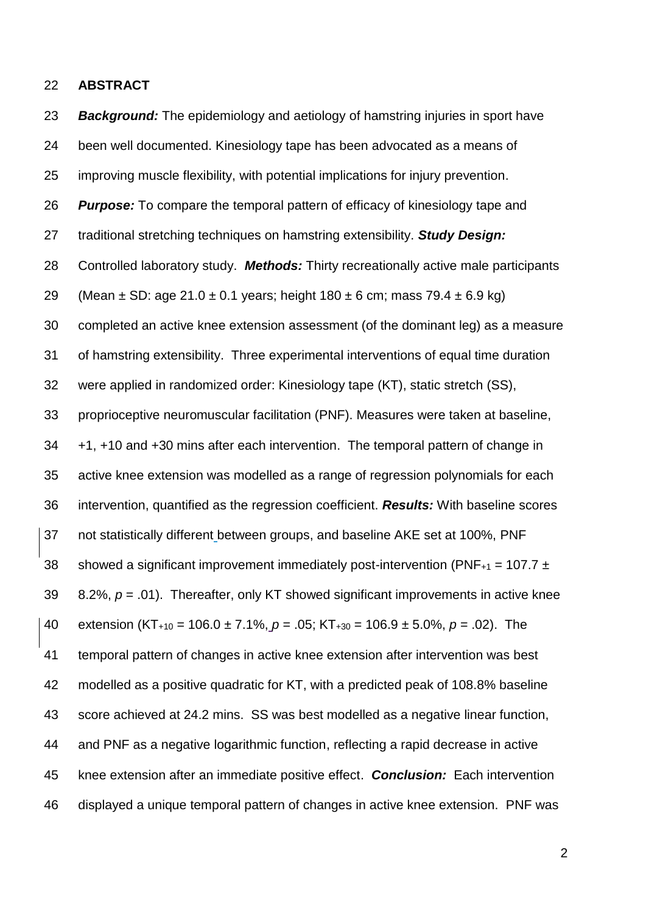## ABSTRACT

***Background:*** The epidemiology and aetiology of hamstring injuries in sport have been well documented. Kinesiology tape has been advocated as a means of improving muscle flexibility, with potential implications for injury prevention. ***Purpose:*** To compare the temporal pattern of efficacy of kinesiology tape and traditional stretching techniques on hamstring extensibility. ***Study Design:*** Controlled laboratory study. ***Methods:*** Thirty recreationally active male participants (Mean ± SD: age 21.0 ± 0.1 years; height 180 ± 6 cm; mass 79.4 ± 6.9 kg) completed an active knee extension assessment (of the dominant leg) as a measure of hamstring extensibility. Three experimental interventions of equal time duration were applied in randomized order: Kinesiology tape (KT), static stretch (SS), proprioceptive neuromuscular facilitation (PNF). Measures were taken at baseline, +1, +10 and +30 mins after each intervention. The temporal pattern of change in active knee extension was modelled as a range of regression polynomials for each intervention, quantified as the regression coefficient. ***Results:*** With baseline scores not statistically different between groups, and baseline AKE set at 100%, PNF showed a significant improvement immediately post-intervention ($PNF_{+1}$ = 107.7 ± 8.2%, $p$ = .01). Thereafter, only KT showed significant improvements in active knee extension ($KT_{+10}$ = 106.0 ± 7.1%, $p$ = .05; $KT_{+30}$ = 106.9 ± 5.0%, $p$ = .02). The temporal pattern of changes in active knee extension after intervention was best modelled as a positive quadratic for KT, with a predicted peak of 108.8% baseline score achieved at 24.2 mins. SS was best modelled as a negative linear function, and PNF as a negative logarithmic function, reflecting a rapid decrease in active knee extension after an immediate positive effect. ***Conclusion:*** Each intervention displayed a unique temporal pattern of changes in active knee extension. PNF was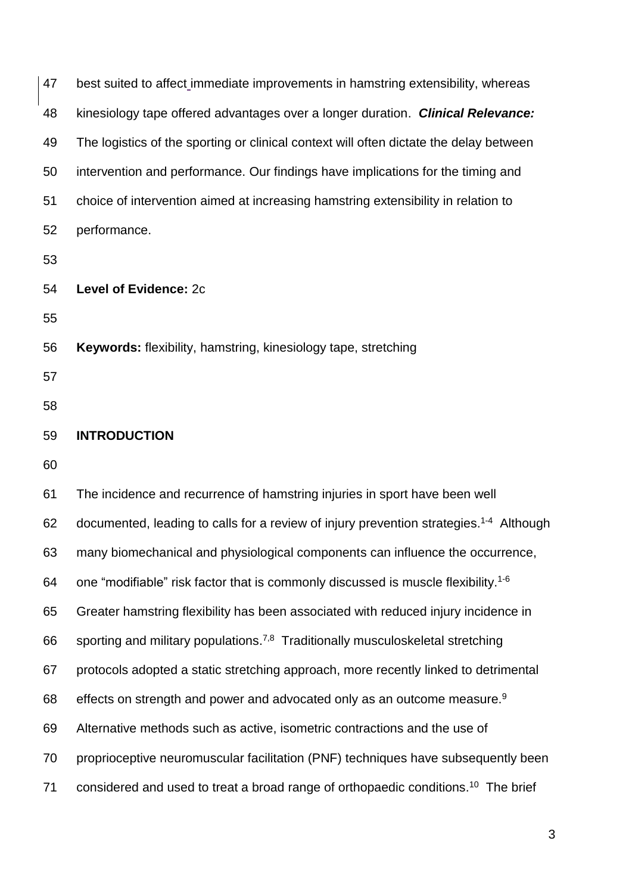best suited to affect immediate improvements in hamstring extensibility, whereas kinesiology tape offered advantages over a longer duration. ***Clinical Relevance:*** The logistics of the sporting or clinical context will often dictate the delay between intervention and performance. Our findings have implications for the timing and choice of intervention aimed at increasing hamstring extensibility in relation to performance.

**Level of Evidence:** 2c

**Keywords:** flexibility, hamstring, kinesiology tape, stretching

## INTRODUCTION

The incidence and recurrence of hamstring injuries in sport have been well documented, leading to calls for a review of injury prevention strategies.[1-4] Although many biomechanical and physiological components can influence the occurrence, one "modifiable" risk factor that is commonly discussed is muscle flexibility.[1-6] Greater hamstring flexibility has been associated with reduced injury incidence in sporting and military populations.[7,8] Traditionally musculoskeletal stretching protocols adopted a static stretching approach, more recently linked to detrimental effects on strength and power and advocated only as an outcome measure.[9] Alternative methods such as active, isometric contractions and the use of proprioceptive neuromuscular facilitation (PNF) techniques have subsequently been considered and used to treat a broad range of orthopaedic conditions.[10] The brief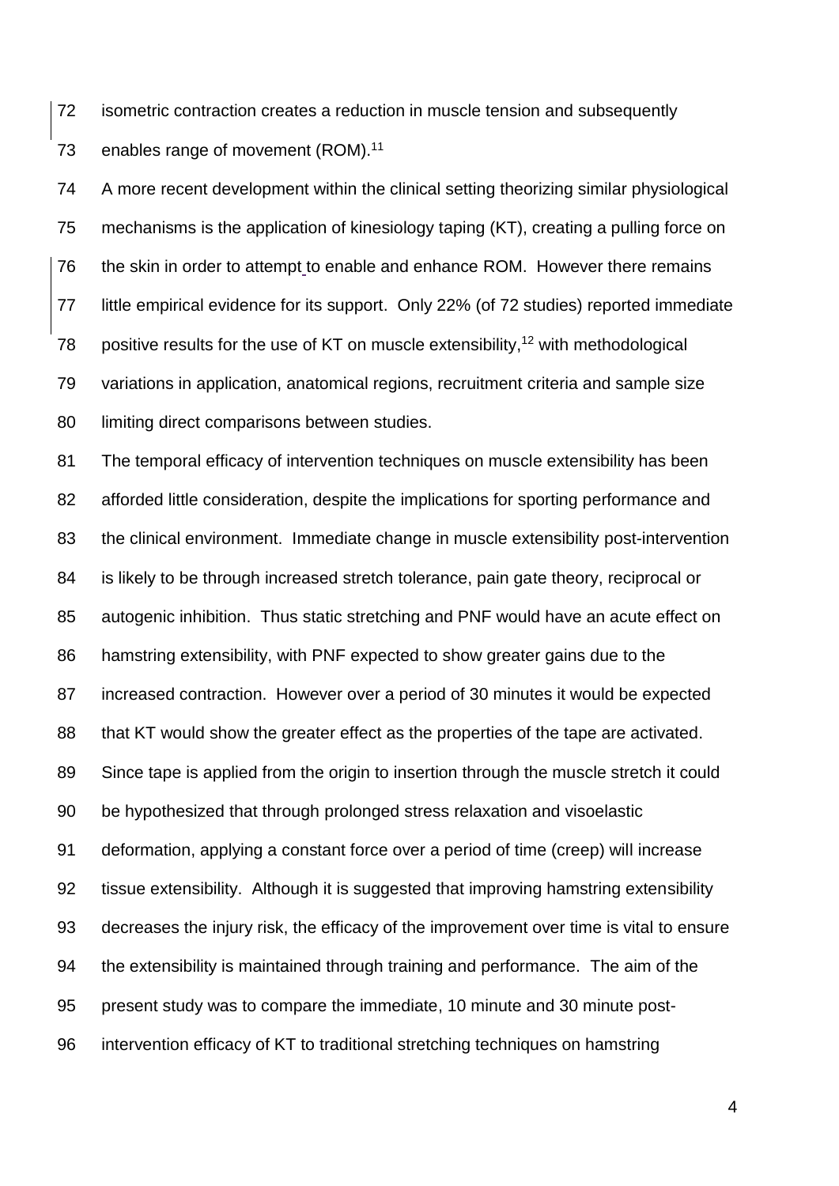isometric contraction creates a reduction in muscle tension and subsequently enables range of movement (ROM).[11]

A more recent development within the clinical setting theorizing similar physiological mechanisms is the application of kinesiology taping (KT), creating a pulling force on the skin in order to attempt to enable and enhance ROM. However there remains little empirical evidence for its support. Only 22% (of 72 studies) reported immediate positive results for the use of KT on muscle extensibility,[12] with methodological variations in application, anatomical regions, recruitment criteria and sample size limiting direct comparisons between studies.

The temporal efficacy of intervention techniques on muscle extensibility has been afforded little consideration, despite the implications for sporting performance and the clinical environment. Immediate change in muscle extensibility post-intervention is likely to be through increased stretch tolerance, pain gate theory, reciprocal or autogenic inhibition. Thus static stretching and PNF would have an acute effect on hamstring extensibility, with PNF expected to show greater gains due to the increased contraction. However over a period of 30 minutes it would be expected that KT would show the greater effect as the properties of the tape are activated. Since tape is applied from the origin to insertion through the muscle stretch it could be hypothesized that through prolonged stress relaxation and visoelastic deformation, applying a constant force over a period of time (creep) will increase tissue extensibility. Although it is suggested that improving hamstring extensibility decreases the injury risk, the efficacy of the improvement over time is vital to ensure the extensibility is maintained through training and performance. The aim of the present study was to compare the immediate, 10 minute and 30 minute post-intervention efficacy of KT to traditional stretching techniques on hamstring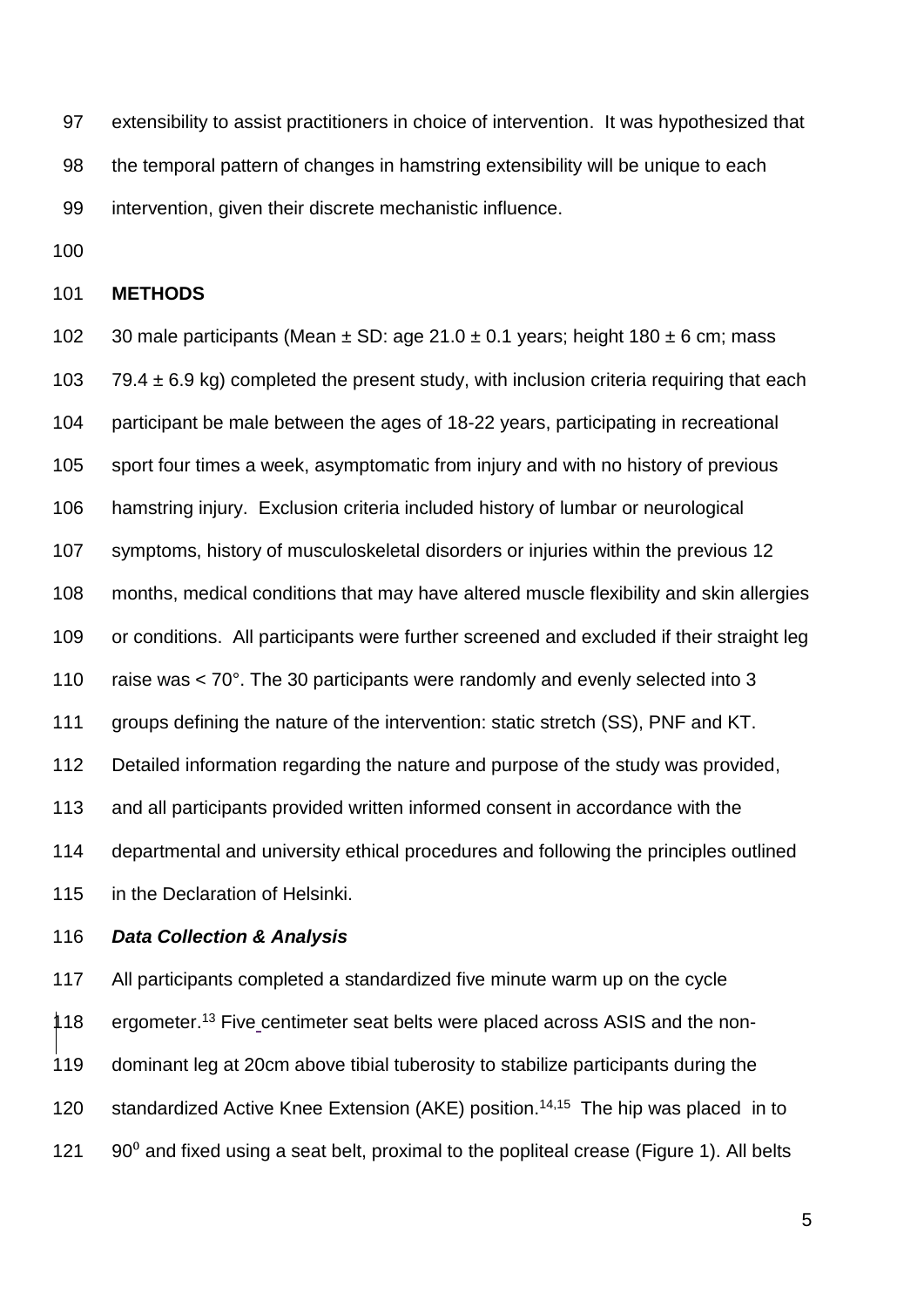extensibility to assist practitioners in choice of intervention. It was hypothesized that the temporal pattern of changes in hamstring extensibility will be unique to each intervention, given their discrete mechanistic influence.

## METHODS

30 male participants (Mean ± SD: age 21.0 ± 0.1 years; height 180 ± 6 cm; mass 79.4 ± 6.9 kg) completed the present study, with inclusion criteria requiring that each participant be male between the ages of 18-22 years, participating in recreational sport four times a week, asymptomatic from injury and with no history of previous hamstring injury. Exclusion criteria included history of lumbar or neurological symptoms, history of musculoskeletal disorders or injuries within the previous 12 months, medical conditions that may have altered muscle flexibility and skin allergies or conditions. All participants were further screened and excluded if their straight leg raise was < 70°. The 30 participants were randomly and evenly selected into 3 groups defining the nature of the intervention: static stretch (SS), PNF and KT. Detailed information regarding the nature and purpose of the study was provided, and all participants provided written informed consent in accordance with the departmental and university ethical procedures and following the principles outlined in the Declaration of Helsinki.

### *Data Collection & Analysis*

All participants completed a standardized five minute warm up on the cycle ergometer.[13] Five centimeter seat belts were placed across ASIS and the non-dominant leg at 20cm above tibial tuberosity to stabilize participants during the standardized Active Knee Extension (AKE) position.[14,15] The hip was placed in to $90^0$ and fixed using a seat belt, proximal to the popliteal crease (Figure 1). All belts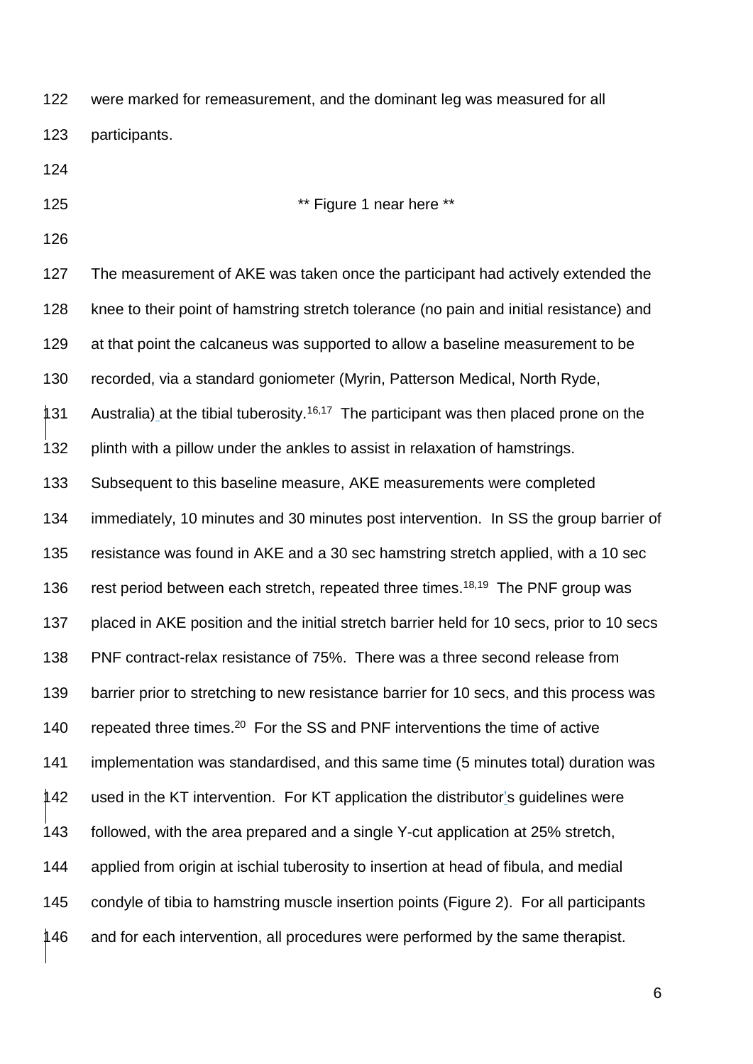were marked for remeasurement, and the dominant leg was measured for all participants.

** Figure 1 near here **

The measurement of AKE was taken once the participant had actively extended the knee to their point of hamstring stretch tolerance (no pain and initial resistance) and at that point the calcaneus was supported to allow a baseline measurement to be recorded, via a standard goniometer (Myrin, Patterson Medical, North Ryde, Australia) at the tibial tuberosity.[16,17] The participant was then placed prone on the plinth with a pillow under the ankles to assist in relaxation of hamstrings. Subsequent to this baseline measure, AKE measurements were completed immediately, 10 minutes and 30 minutes post intervention. In SS the group barrier of resistance was found in AKE and a 30 sec hamstring stretch applied, with a 10 sec rest period between each stretch, repeated three times.[18,19] The PNF group was placed in AKE position and the initial stretch barrier held for 10 secs, prior to 10 secs PNF contract-relax resistance of 75%. There was a three second release from barrier prior to stretching to new resistance barrier for 10 secs, and this process was repeated three times.[20] For the SS and PNF interventions the time of active implementation was standardised, and this same time (5 minutes total) duration was used in the KT intervention. For KT application the distributor's guidelines were followed, with the area prepared and a single Y-cut application at 25% stretch, applied from origin at ischial tuberosity to insertion at head of fibula, and medial condyle of tibia to hamstring muscle insertion points (Figure 2). For all participants and for each intervention, all procedures were performed by the same therapist.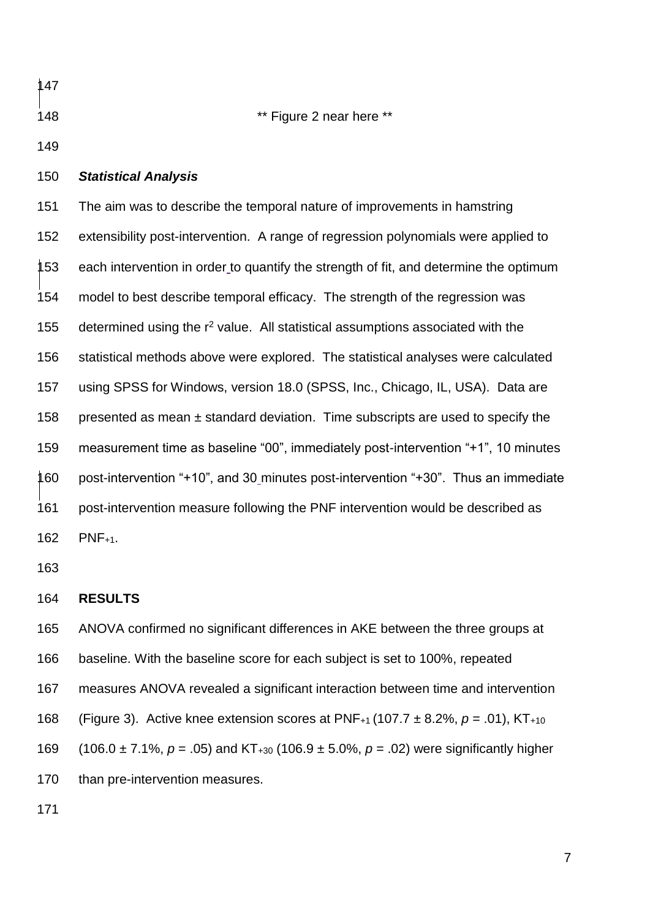** Figure 2 near here **

### *Statistical Analysis*

The aim was to describe the temporal nature of improvements in hamstring extensibility post-intervention. A range of regression polynomials were applied to each intervention in order to quantify the strength of fit, and determine the optimum model to best describe temporal efficacy. The strength of the regression was determined using the $r^2$ value. All statistical assumptions associated with the statistical methods above were explored. The statistical analyses were calculated using SPSS for Windows, version 18.0 (SPSS, Inc., Chicago, IL, USA). Data are presented as mean ± standard deviation. Time subscripts are used to specify the measurement time as baseline "00", immediately post-intervention "+1", 10 minutes post-intervention "+10", and 30 minutes post-intervention "+30". Thus an immediate post-intervention measure following the PNF intervention would be described as $PNF_{+1}$.

## RESULTS

ANOVA confirmed no significant differences in AKE between the three groups at baseline. With the baseline score for each subject is set to 100%, repeated measures ANOVA revealed a significant interaction between time and intervention (Figure 3). Active knee extension scores at $PNF_{+1}$ (107.7 ± 8.2%, $p = .01$), $KT_{+10}$ (106.0 ± 7.1%, $p = .05$) and $KT_{+30}$ (106.9 ± 5.0%, $p = .02$) were significantly higher than pre-intervention measures.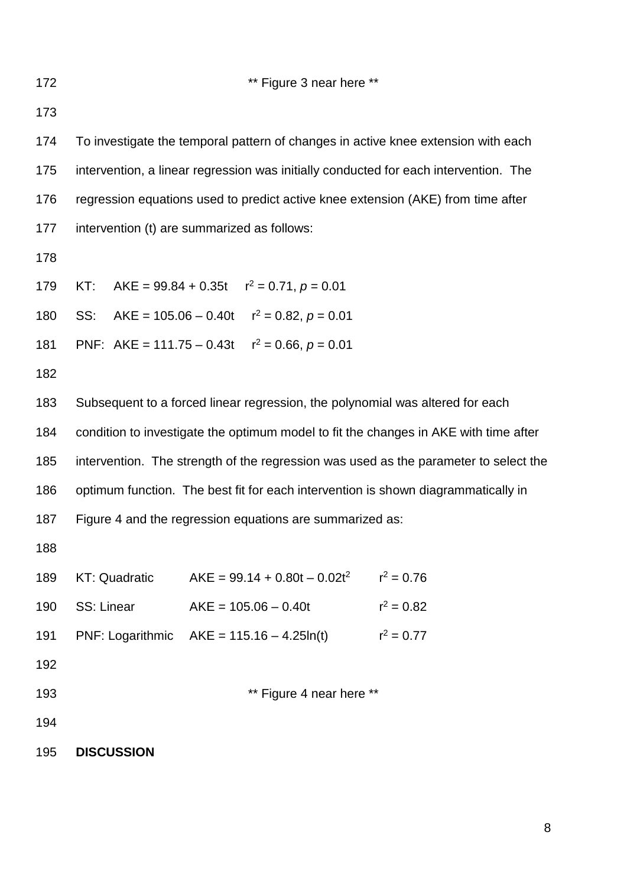** Figure 3 near here **

To investigate the temporal pattern of changes in active knee extension with each intervention, a linear regression was initially conducted for each intervention. The regression equations used to predict active knee extension (AKE) from time after intervention (t) are summarized as follows:

KT: $AKE = 99.84 + 0.35t$ $r^2 = 0.71$, $p = 0.01$

SS: $AKE = 105.06 - 0.40t$ $r^2 = 0.82$, $p = 0.01$

PNF: $AKE = 111.75 - 0.43t$ $r^2 = 0.66$, $p = 0.01$

Subsequent to a forced linear regression, the polynomial was altered for each condition to investigate the optimum model to fit the changes in AKE with time after intervention. The strength of the regression was used as the parameter to select the optimum function. The best fit for each intervention is shown diagrammatically in Figure 4 and the regression equations are summarized as:

| | | |
|---|---|---|
| KT: Quadratic | $AKE = 99.14 + 0.80t - 0.02t^2$ | $r^2 = 0.76$ |
| SS: Linear | $AKE = 105.06 - 0.40t$ | $r^2 = 0.82$ |
| PNF: Logarithmic | $AKE = 115.16 - 4.25\ln(t)$ | $r^2 = 0.77$ |

** Figure 4 near here **

**DISCUSSION**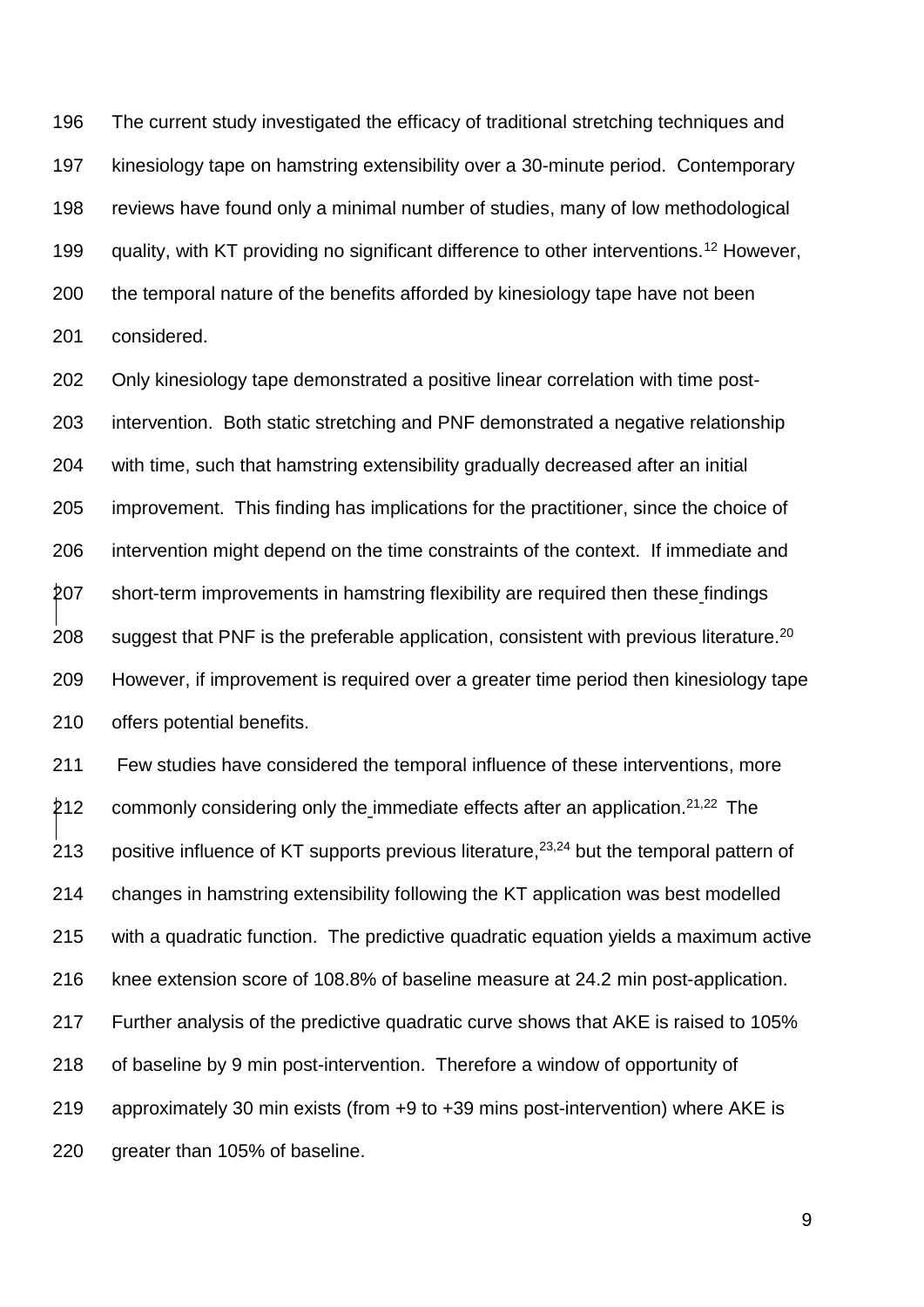The current study investigated the efficacy of traditional stretching techniques and kinesiology tape on hamstring extensibility over a 30-minute period. Contemporary reviews have found only a minimal number of studies, many of low methodological quality, with KT providing no significant difference to other interventions.[12] However, the temporal nature of the benefits afforded by kinesiology tape have not been considered.

Only kinesiology tape demonstrated a positive linear correlation with time post-intervention. Both static stretching and PNF demonstrated a negative relationship with time, such that hamstring extensibility gradually decreased after an initial improvement. This finding has implications for the practitioner, since the choice of intervention might depend on the time constraints of the context. If immediate and short-term improvements in hamstring flexibility are required then these findings suggest that PNF is the preferable application, consistent with previous literature.[20] However, if improvement is required over a greater time period then kinesiology tape offers potential benefits.

Few studies have considered the temporal influence of these interventions, more commonly considering only the immediate effects after an application.[21,22] The positive influence of KT supports previous literature,[23,24] but the temporal pattern of changes in hamstring extensibility following the KT application was best modelled with a quadratic function. The predictive quadratic equation yields a maximum active knee extension score of 108.8% of baseline measure at 24.2 min post-application. Further analysis of the predictive quadratic curve shows that AKE is raised to 105% of baseline by 9 min post-intervention. Therefore a window of opportunity of approximately 30 min exists (from +9 to +39 mins post-intervention) where AKE is greater than 105% of baseline.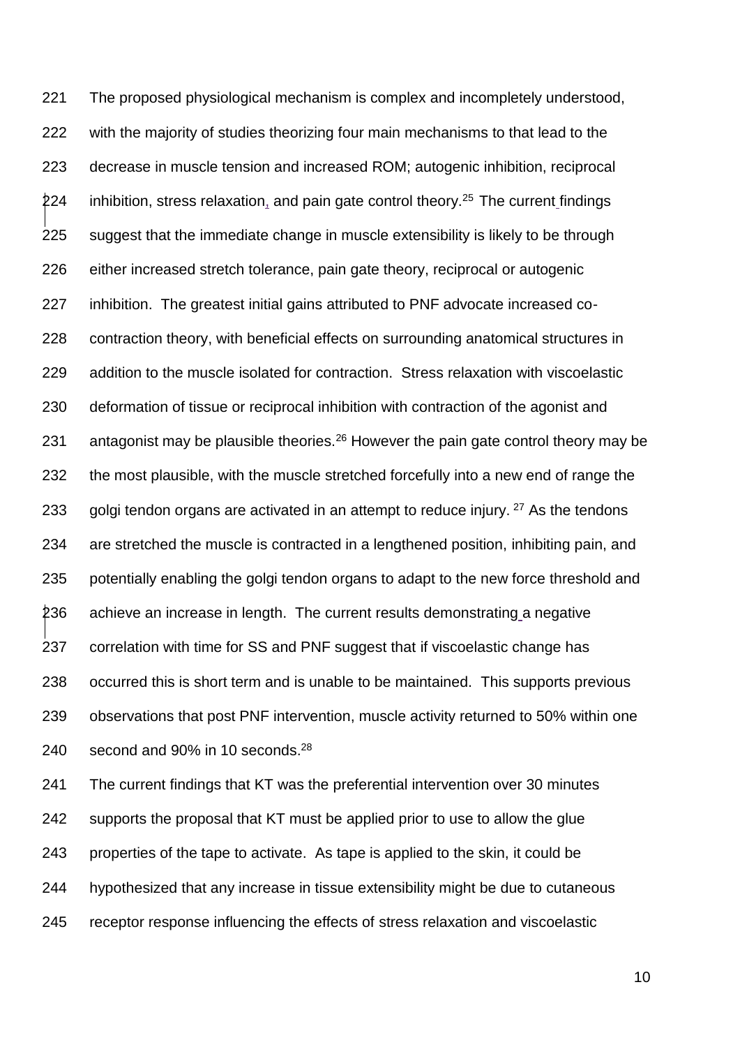The proposed physiological mechanism is complex and incompletely understood, with the majority of studies theorizing four main mechanisms to that lead to the decrease in muscle tension and increased ROM; autogenic inhibition, reciprocal inhibition, stress relaxation, and pain gate control theory.[25] The current findings suggest that the immediate change in muscle extensibility is likely to be through either increased stretch tolerance, pain gate theory, reciprocal or autogenic inhibition. The greatest initial gains attributed to PNF advocate increased co-contraction theory, with beneficial effects on surrounding anatomical structures in addition to the muscle isolated for contraction. Stress relaxation with viscoelastic deformation of tissue or reciprocal inhibition with contraction of the agonist and antagonist may be plausible theories.[26] However the pain gate control theory may be the most plausible, with the muscle stretched forcefully into a new end of range the golgi tendon organs are activated in an attempt to reduce injury. [27] As the tendons are stretched the muscle is contracted in a lengthened position, inhibiting pain, and potentially enabling the golgi tendon organs to adapt to the new force threshold and achieve an increase in length. The current results demonstrating a negative correlation with time for SS and PNF suggest that if viscoelastic change has occurred this is short term and is unable to be maintained. This supports previous observations that post PNF intervention, muscle activity returned to 50% within one second and 90% in 10 seconds.[28]

The current findings that KT was the preferential intervention over 30 minutes supports the proposal that KT must be applied prior to use to allow the glue properties of the tape to activate. As tape is applied to the skin, it could be hypothesized that any increase in tissue extensibility might be due to cutaneous receptor response influencing the effects of stress relaxation and viscoelastic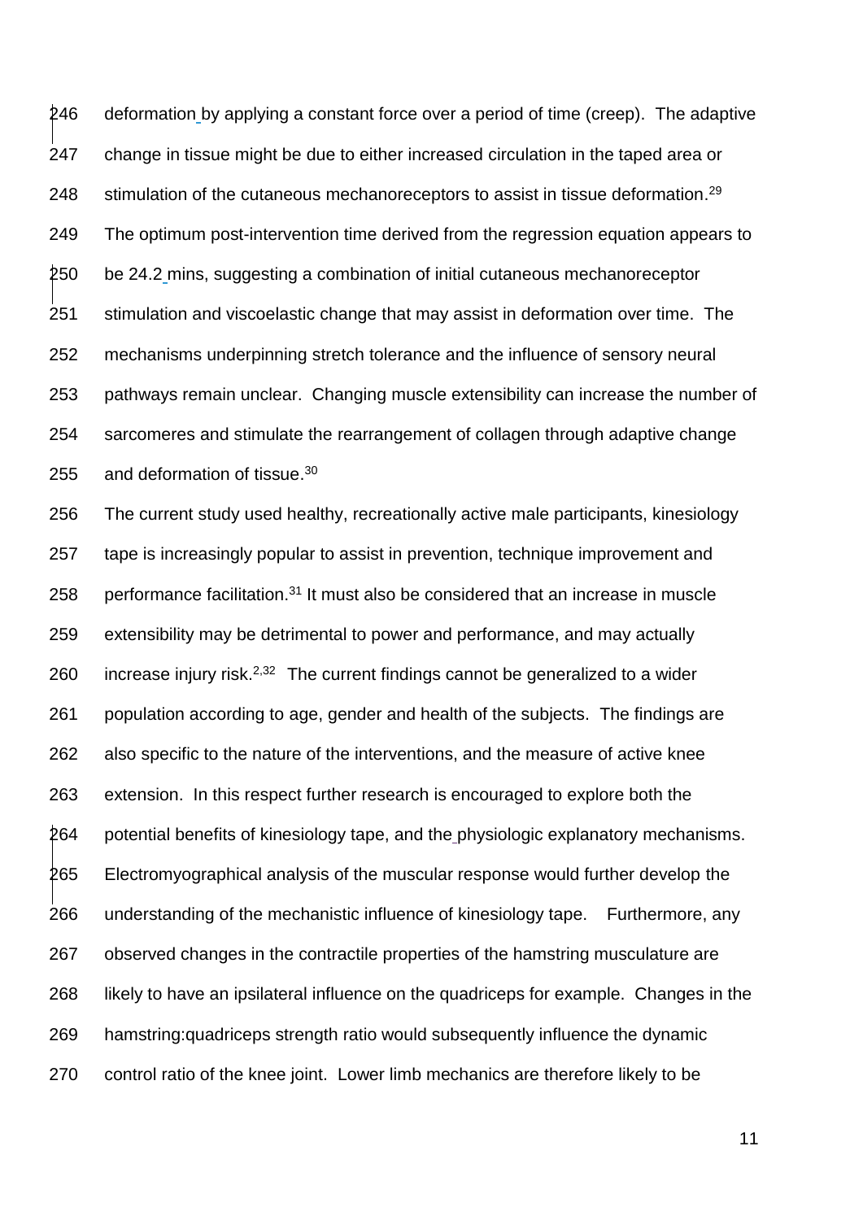deformation by applying a constant force over a period of time (creep). The adaptive change in tissue might be due to either increased circulation in the taped area or stimulation of the cutaneous mechanoreceptors to assist in tissue deformation.[29] The optimum post-intervention time derived from the regression equation appears to be 24.2 mins, suggesting a combination of initial cutaneous mechanoreceptor stimulation and viscoelastic change that may assist in deformation over time. The mechanisms underpinning stretch tolerance and the influence of sensory neural pathways remain unclear. Changing muscle extensibility can increase the number of sarcomeres and stimulate the rearrangement of collagen through adaptive change and deformation of tissue.[30]

The current study used healthy, recreationally active male participants, kinesiology tape is increasingly popular to assist in prevention, technique improvement and performance facilitation.[31] It must also be considered that an increase in muscle extensibility may be detrimental to power and performance, and may actually increase injury risk.[2,32] The current findings cannot be generalized to a wider population according to age, gender and health of the subjects. The findings are also specific to the nature of the interventions, and the measure of active knee extension. In this respect further research is encouraged to explore both the potential benefits of kinesiology tape, and the physiologic explanatory mechanisms. Electromyographical analysis of the muscular response would further develop the understanding of the mechanistic influence of kinesiology tape. Furthermore, any observed changes in the contractile properties of the hamstring musculature are likely to have an ipsilateral influence on the quadriceps for example. Changes in the hamstring:quadriceps strength ratio would subsequently influence the dynamic control ratio of the knee joint. Lower limb mechanics are therefore likely to be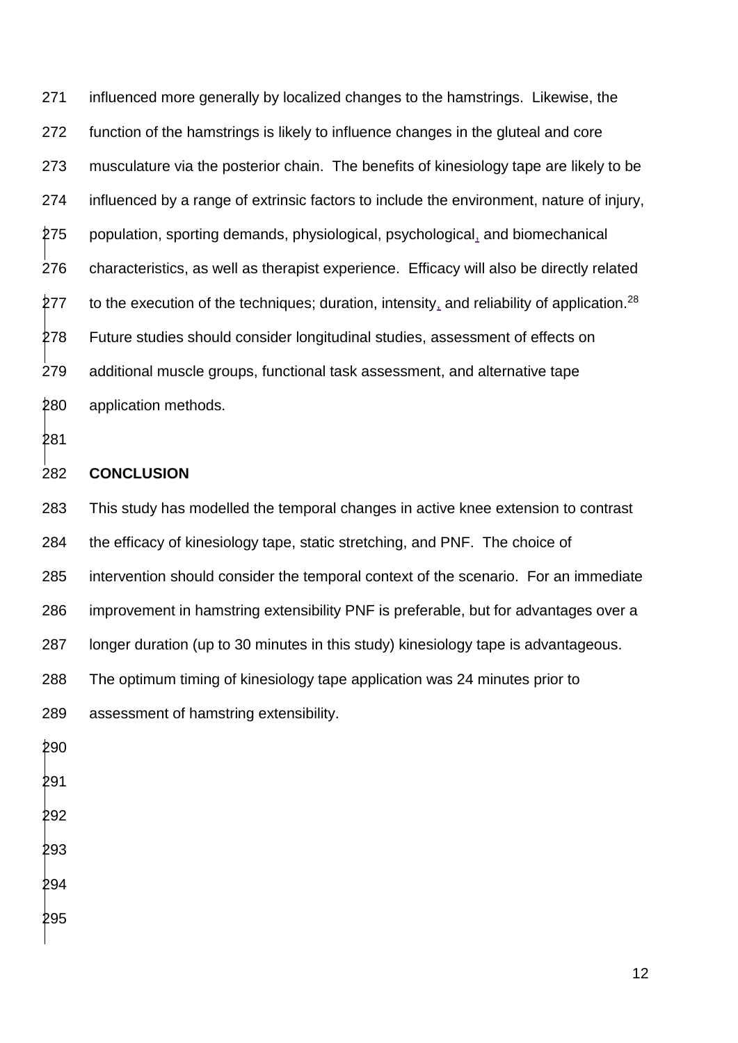influenced more generally by localized changes to the hamstrings. Likewise, the function of the hamstrings is likely to influence changes in the gluteal and core musculature via the posterior chain. The benefits of kinesiology tape are likely to be influenced by a range of extrinsic factors to include the environment, nature of injury, population, sporting demands, physiological, psychological, and biomechanical characteristics, as well as therapist experience. Efficacy will also be directly related to the execution of the techniques; duration, intensity, and reliability of application.[28] Future studies should consider longitudinal studies, assessment of effects on additional muscle groups, functional task assessment, and alternative tape application methods.

## CONCLUSION

This study has modelled the temporal changes in active knee extension to contrast the efficacy of kinesiology tape, static stretching, and PNF. The choice of intervention should consider the temporal context of the scenario. For an immediate improvement in hamstring extensibility PNF is preferable, but for advantages over a longer duration (up to 30 minutes in this study) kinesiology tape is advantageous. The optimum timing of kinesiology tape application was 24 minutes prior to assessment of hamstring extensibility.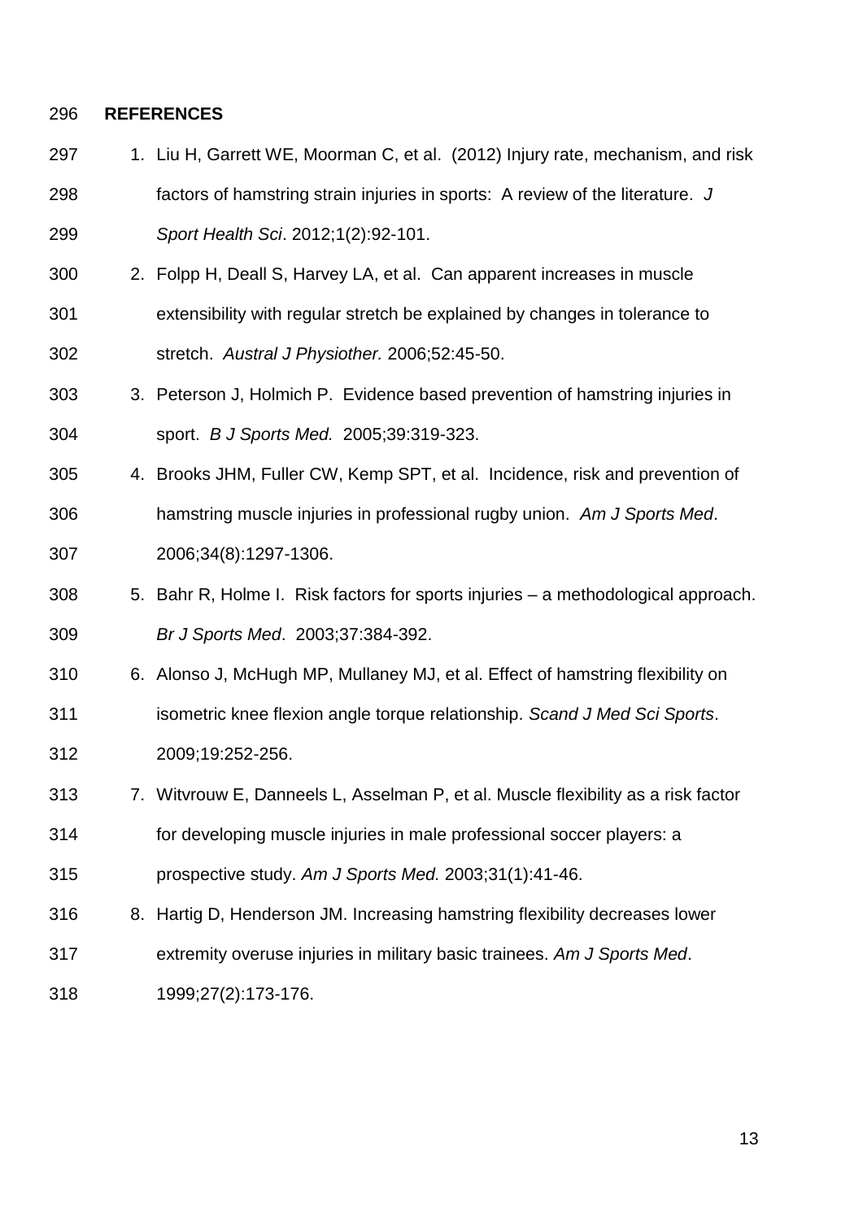## REFERENCES

1. Liu H, Garrett WE, Moorman C, et al. (2012) Injury rate, mechanism, and risk factors of hamstring strain injuries in sports: A review of the literature. *J Sport Health Sci*. 2012;1(2):92-101.
2. Folpp H, Deall S, Harvey LA, et al. Can apparent increases in muscle extensibility with regular stretch be explained by changes in tolerance to stretch. *Austral J Physiother.* 2006;52:45-50.
3. Peterson J, Holmich P. Evidence based prevention of hamstring injuries in sport. *B J Sports Med.* 2005;39:319-323.
4. Brooks JHM, Fuller CW, Kemp SPT, et al. Incidence, risk and prevention of hamstring muscle injuries in professional rugby union. *Am J Sports Med*. 2006;34(8):1297-1306.
5. Bahr R, Holme I. Risk factors for sports injuries – a methodological approach. *Br J Sports Med*. 2003;37:384-392.
6. Alonso J, McHugh MP, Mullaney MJ, et al. Effect of hamstring flexibility on isometric knee flexion angle torque relationship. *Scand J Med Sci Sports*. 2009;19:252-256.
7. Witvrouw E, Danneels L, Asselman P, et al. Muscle flexibility as a risk factor for developing muscle injuries in male professional soccer players: a prospective study. *Am J Sports Med.* 2003;31(1):41-46.
8. Hartig D, Henderson JM. Increasing hamstring flexibility decreases lower extremity overuse injuries in military basic trainees. *Am J Sports Med*. 1999;27(2):173-176.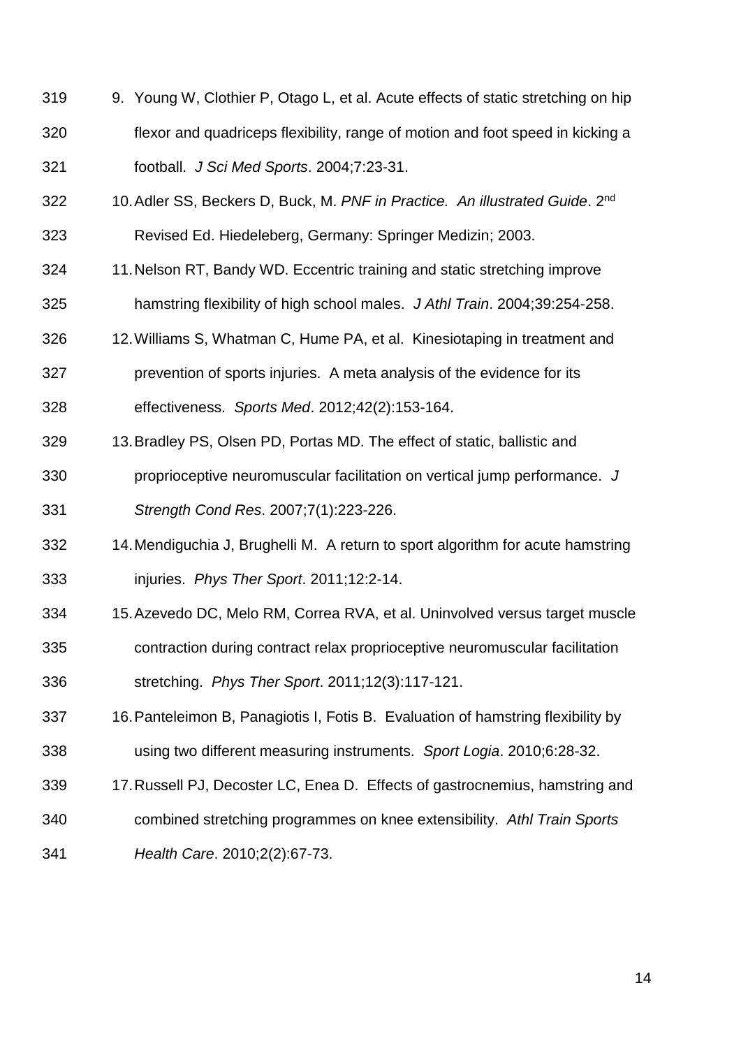9. Young W, Clothier P, Otago L, et al. Acute effects of static stretching on hip flexor and quadriceps flexibility, range of motion and foot speed in kicking a football. *J Sci Med Sports*. 2004;7:23-31.
10. Adler SS, Beckers D, Buck, M. *PNF in Practice. An illustrated Guide*. 2nd Revised Ed. Hiedeleberg, Germany: Springer Medizin; 2003.
11. Nelson RT, Bandy WD. Eccentric training and static stretching improve hamstring flexibility of high school males. *J Athl Train*. 2004;39:254-258.
12. Williams S, Whatman C, Hume PA, et al. Kinesiotaping in treatment and prevention of sports injuries. A meta analysis of the evidence for its effectiveness. *Sports Med*. 2012;42(2):153-164.
13. Bradley PS, Olsen PD, Portas MD. The effect of static, ballistic and proprioceptive neuromuscular facilitation on vertical jump performance. *J Strength Cond Res*. 2007;7(1):223-226.
14. Mendiguchia J, Brughelli M. A return to sport algorithm for acute hamstring injuries. *Phys Ther Sport*. 2011;12:2-14.
15. Azevedo DC, Melo RM, Correa RVA, et al. Uninvolved versus target muscle contraction during contract relax proprioceptive neuromuscular facilitation stretching. *Phys Ther Sport*. 2011;12(3):117-121.
16. Panteleimon B, Panagiotis I, Fotis B. Evaluation of hamstring flexibility by using two different measuring instruments. *Sport Logia*. 2010;6:28-32.
17. Russell PJ, Decoster LC, Enea D. Effects of gastrocnemius, hamstring and combined stretching programmes on knee extensibility. *Athl Train Sports Health Care*. 2010;2(2):67-73.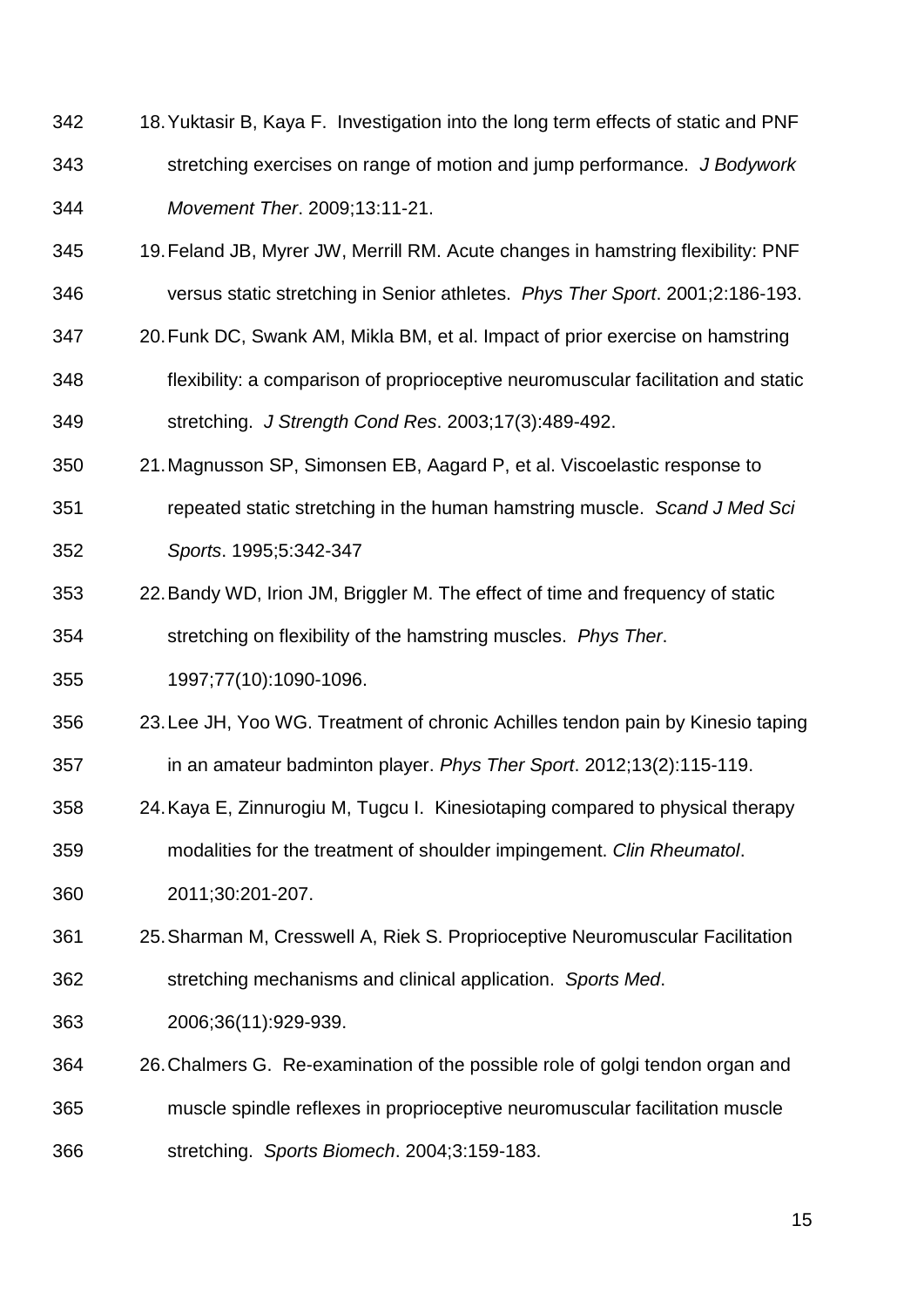18. Yuktasir B, Kaya F. Investigation into the long term effects of static and PNF stretching exercises on range of motion and jump performance. *J Bodywork Movement Ther*. 2009;13:11-21.
19. Feland JB, Myrer JW, Merrill RM. Acute changes in hamstring flexibility: PNF versus static stretching in Senior athletes. *Phys Ther Sport*. 2001;2:186-193.
20. Funk DC, Swank AM, Mikla BM, et al. Impact of prior exercise on hamstring flexibility: a comparison of proprioceptive neuromuscular facilitation and static stretching. *J Strength Cond Res*. 2003;17(3):489-492.
21. Magnusson SP, Simonsen EB, Aagard P, et al. Viscoelastic response to repeated static stretching in the human hamstring muscle. *Scand J Med Sci Sports*. 1995;5:342-347
22. Bandy WD, Irion JM, Briggler M. The effect of time and frequency of static stretching on flexibility of the hamstring muscles. *Phys Ther*. 1997;77(10):1090-1096.
23. Lee JH, Yoo WG. Treatment of chronic Achilles tendon pain by Kinesio taping in an amateur badminton player. *Phys Ther Sport*. 2012;13(2):115-119.
24. Kaya E, Zinnurogiu M, Tugcu I. Kinesiotaping compared to physical therapy modalities for the treatment of shoulder impingement. *Clin Rheumatol*. 2011;30:201-207.
25. Sharman M, Cresswell A, Riek S. Proprioceptive Neuromuscular Facilitation stretching mechanisms and clinical application. *Sports Med*. 2006;36(11):929-939.
26. Chalmers G. Re-examination of the possible role of golgi tendon organ and muscle spindle reflexes in proprioceptive neuromuscular facilitation muscle stretching. *Sports Biomech*. 2004;3:159-183.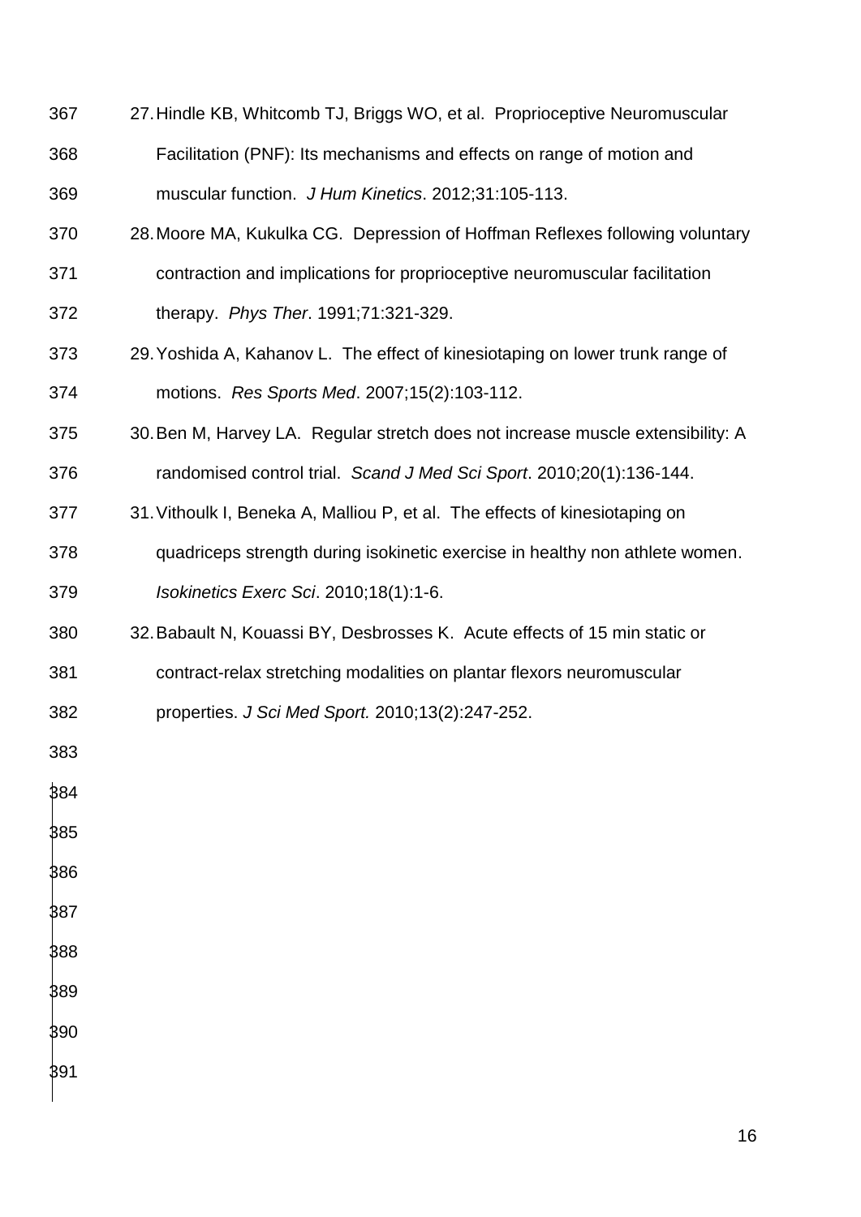27. Hindle KB, Whitcomb TJ, Briggs WO, et al. Proprioceptive Neuromuscular Facilitation (PNF): Its mechanisms and effects on range of motion and muscular function. *J Hum Kinetics*. 2012;31:105-113.
28. Moore MA, Kukulka CG. Depression of Hoffman Reflexes following voluntary contraction and implications for proprioceptive neuromuscular facilitation therapy. *Phys Ther*. 1991;71:321-329.
29. Yoshida A, Kahanov L. The effect of kinesiotaping on lower trunk range of motions. *Res Sports Med*. 2007;15(2):103-112.
30. Ben M, Harvey LA. Regular stretch does not increase muscle extensibility: A randomised control trial. *Scand J Med Sci Sport*. 2010;20(1):136-144.
31. Vithoulk I, Beneka A, Malliou P, et al. The effects of kinesiotaping on quadriceps strength during isokinetic exercise in healthy non athlete women. *Isokinetics Exerc Sci*. 2010;18(1):1-6.
32. Babault N, Kouassi BY, Desbrosses K. Acute effects of 15 min static or contract-relax stretching modalities on plantar flexors neuromuscular properties. *J Sci Med Sport.* 2010;13(2):247-252.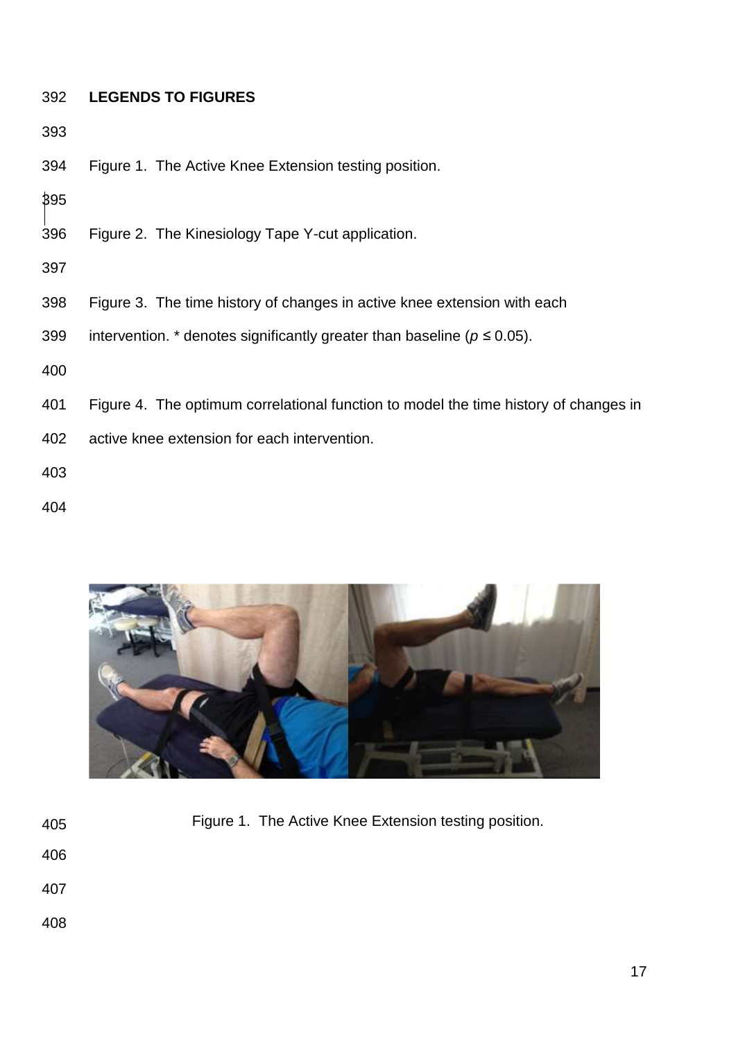**LEGENDS TO FIGURES**

Figure 1. The Active Knee Extension testing position.

Figure 2. The Kinesiology Tape Y-cut application.

Figure 3. The time history of changes in active knee extension with each intervention. * denotes significantly greater than baseline ($p \leq 0.05$).

Figure 4. The optimum correlational function to model the time history of changes in active knee extension for each intervention.

Figure 1. The Active Knee Extension testing position.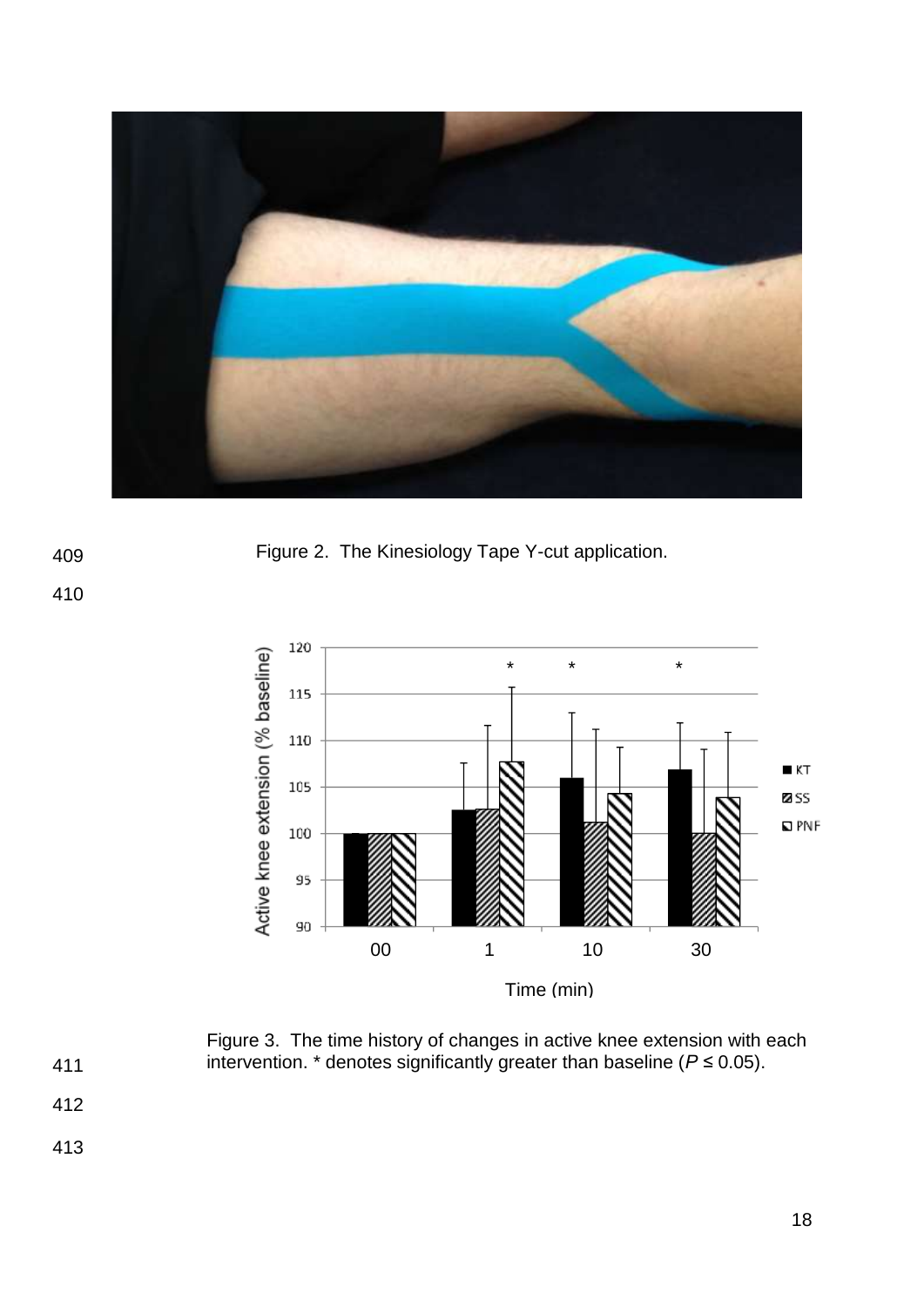Figure 2. The Kinesiology Tape Y-cut application.

Figure 3. The time history of changes in active knee extension with each intervention. * denotes significantly greater than baseline ($P \leq 0.05$).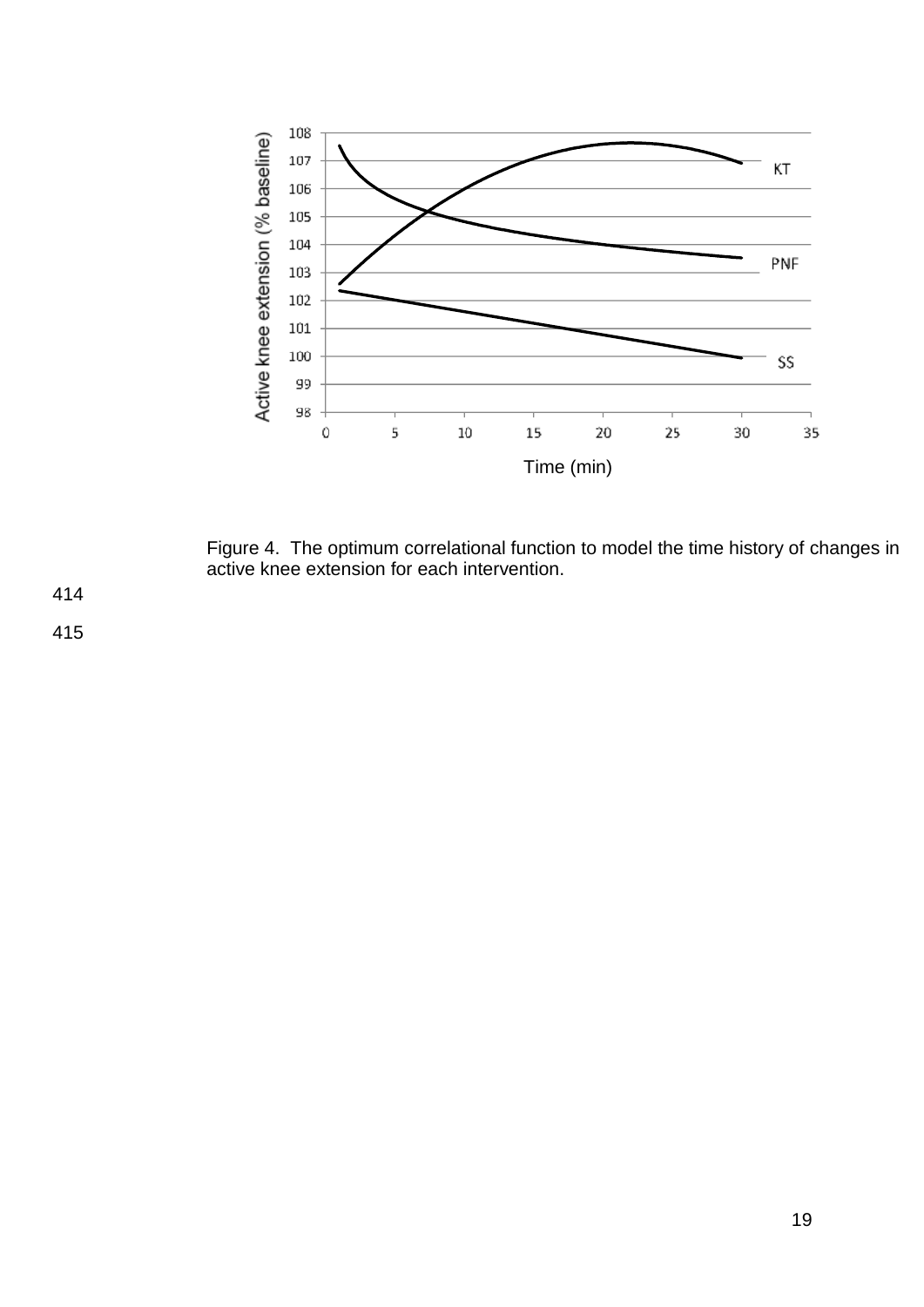108
107
106
105
104
103
102
101
100
99
98

Active knee extension (% baseline)

0 5 10 15 20 25 30 35

Time (min)

KT

PNF

SS

Figure 4. The optimum correlational function to model the time history of changes in active knee extension for each intervention.